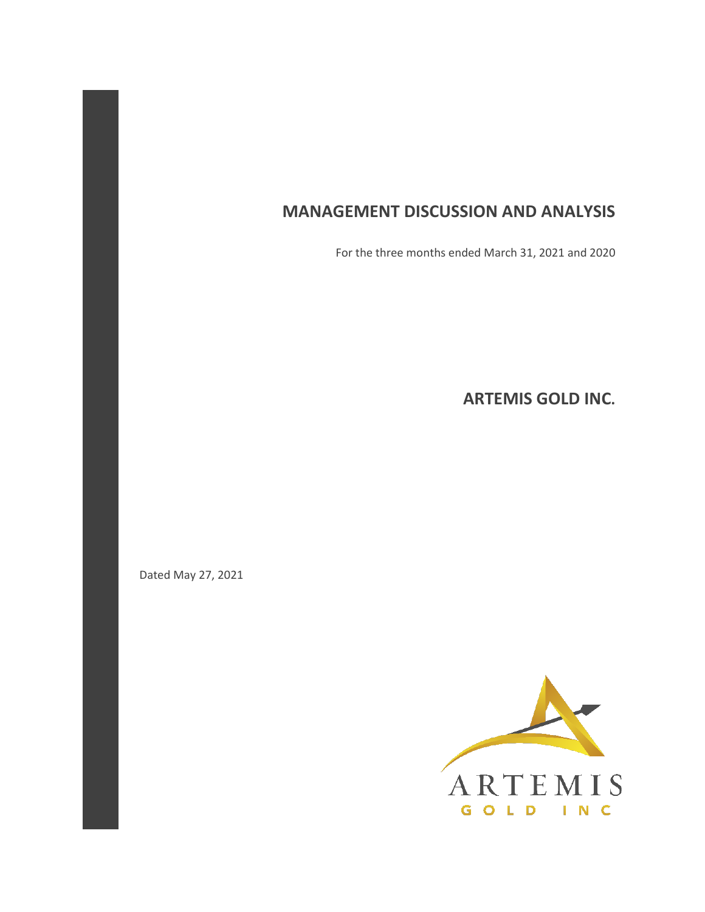# MANAGEMENT DISCUSSION AND ANALYSIS

For the three months ended March 31, 2021 and 2020

## ARTEMIS GOLD INC.

Dated May 27, 2021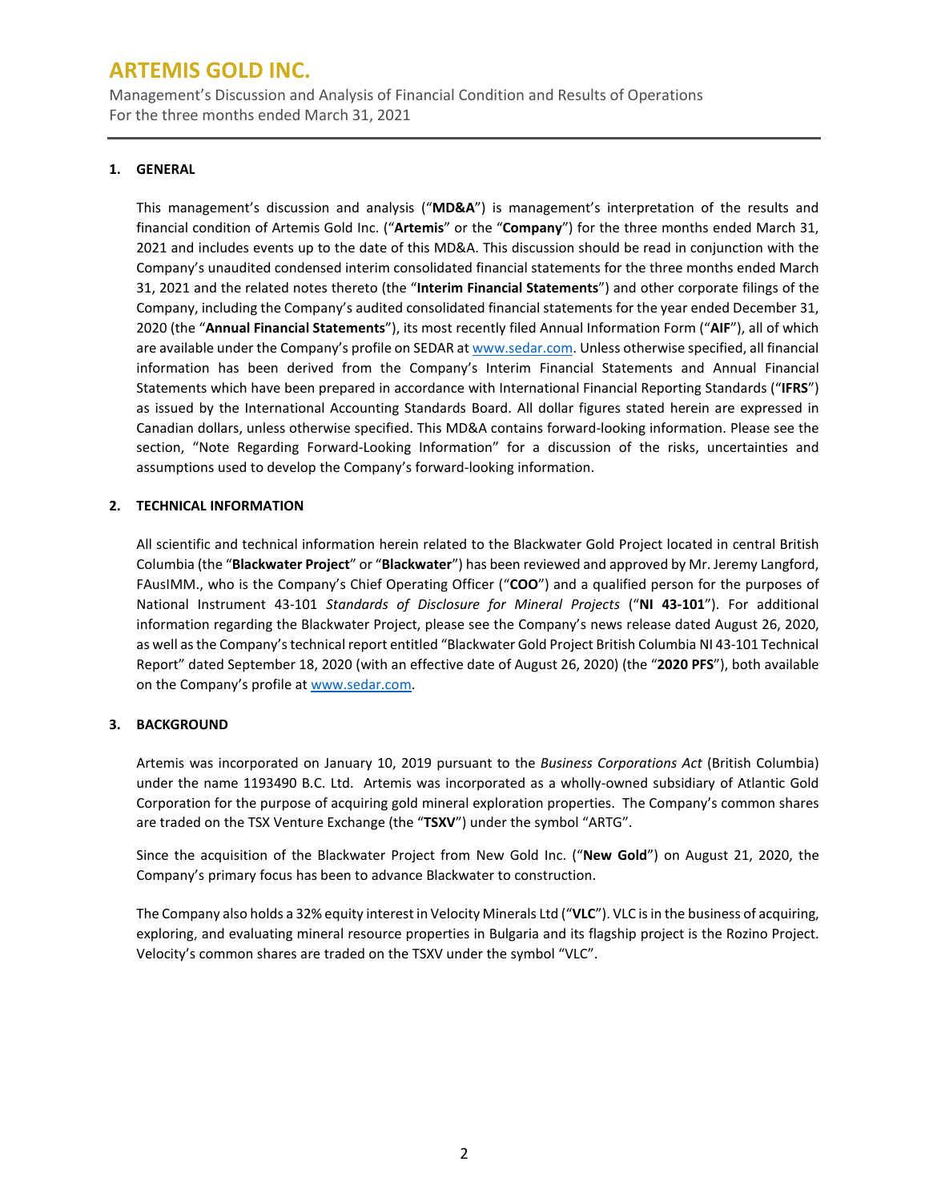## 1. GENERAL

This management's discussion and analysis ("**MD&A**") is management's interpretation of the results and financial condition of Artemis Gold Inc. ("**Artemis**" or the "**Company**") for the three months ended March 31, 2021 and includes events up to the date of this MD&A. This discussion should be read in conjunction with the Company's unaudited condensed interim consolidated financial statements for the three months ended March 31, 2021 and the related notes thereto (the "**Interim Financial Statements**") and other corporate filings of the Company, including the Company's audited consolidated financial statements for the year ended December 31, 2020 (the "**Annual Financial Statements**"), its most recently filed Annual Information Form ("**AIF**"), all of which are available under the Company's profile on SEDAR at www.sedar.com. Unless otherwise specified, all financial information has been derived from the Company's Interim Financial Statements and Annual Financial Statements which have been prepared in accordance with International Financial Reporting Standards ("**IFRS**") as issued by the International Accounting Standards Board. All dollar figures stated herein are expressed in Canadian dollars, unless otherwise specified. This MD&A contains forward-looking information. Please see the section, "Note Regarding Forward-Looking Information" for a discussion of the risks, uncertainties and assumptions used to develop the Company's forward-looking information.

## 2. TECHNICAL INFORMATION

All scientific and technical information herein related to the Blackwater Gold Project located in central British Columbia (the "**Blackwater Project**" or "**Blackwater**") has been reviewed and approved by Mr. Jeremy Langford, FAusIMM., who is the Company's Chief Operating Officer ("**COO**") and a qualified person for the purposes of National Instrument 43-101 *Standards of Disclosure for Mineral Projects* ("**NI 43-101**"). For additional information regarding the Blackwater Project, please see the Company's news release dated August 26, 2020, as well as the Company's technical report entitled "Blackwater Gold Project British Columbia NI 43-101 Technical Report" dated September 18, 2020 (with an effective date of August 26, 2020) (the "**2020 PFS**"), both available on the Company's profile at www.sedar.com.

## 3. BACKGROUND

Artemis was incorporated on January 10, 2019 pursuant to the *Business Corporations Act* (British Columbia) under the name 1193490 B.C. Ltd. Artemis was incorporated as a wholly-owned subsidiary of Atlantic Gold Corporation for the purpose of acquiring gold mineral exploration properties. The Company's common shares are traded on the TSX Venture Exchange (the "**TSXV**") under the symbol "ARTG".

Since the acquisition of the Blackwater Project from New Gold Inc. ("**New Gold**") on August 21, 2020, the Company's primary focus has been to advance Blackwater to construction.

The Company also holds a 32% equity interest in Velocity Minerals Ltd ("**VLC**"). VLC is in the business of acquiring, exploring, and evaluating mineral resource properties in Bulgaria and its flagship project is the Rozino Project. Velocity's common shares are traded on the TSXV under the symbol "VLC".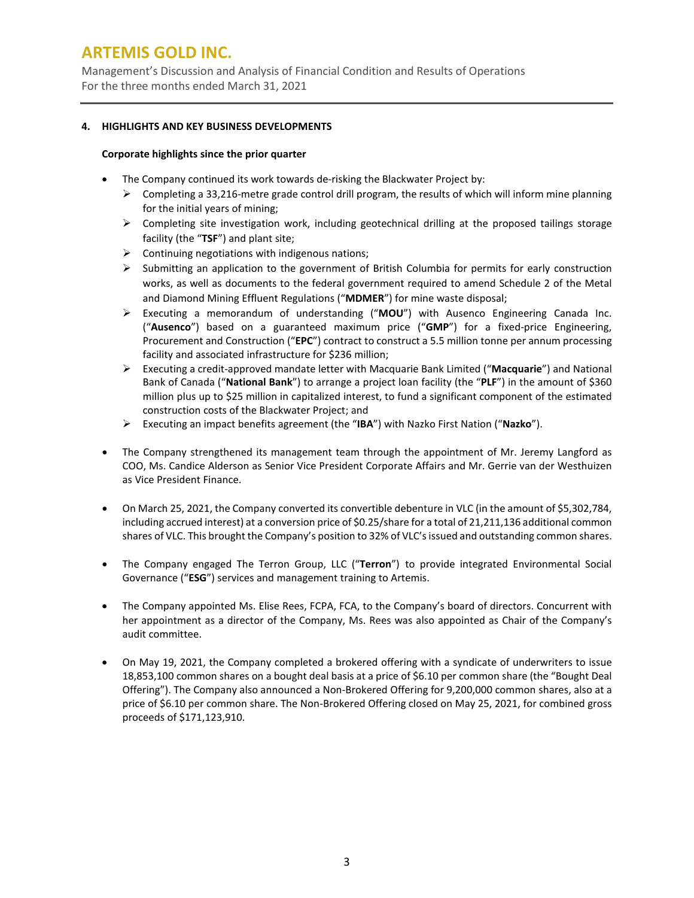## 4. HIGHLIGHTS AND KEY BUSINESS DEVELOPMENTS

**Corporate highlights since the prior quarter**

- The Company continued its work towards de-risking the Blackwater Project by:
  - Completing a 33,216-metre grade control drill program, the results of which will inform mine planning for the initial years of mining;
  - Completing site investigation work, including geotechnical drilling at the proposed tailings storage facility (the "**TSF**") and plant site;
  - Continuing negotiations with indigenous nations;
  - Submitting an application to the government of British Columbia for permits for early construction works, as well as documents to the federal government required to amend Schedule 2 of the Metal and Diamond Mining Effluent Regulations ("**MDMER**") for mine waste disposal;
  - Executing a memorandum of understanding ("**MOU**") with Ausenco Engineering Canada Inc. ("**Ausenco**") based on a guaranteed maximum price ("**GMP**") for a fixed-price Engineering, Procurement and Construction ("**EPC**") contract to construct a 5.5 million tonne per annum processing facility and associated infrastructure for $236 million;
  - Executing a credit-approved mandate letter with Macquarie Bank Limited ("**Macquarie**") and National Bank of Canada ("**National Bank**") to arrange a project loan facility (the "**PLF**") in the amount of $360 million plus up to $25 million in capitalized interest, to fund a significant component of the estimated construction costs of the Blackwater Project; and
  - Executing an impact benefits agreement (the "**IBA**") with Nazko First Nation ("**Nazko**").

- The Company strengthened its management team through the appointment of Mr. Jeremy Langford as COO, Ms. Candice Alderson as Senior Vice President Corporate Affairs and Mr. Gerrie van der Westhuizen as Vice President Finance.

- On March 25, 2021, the Company converted its convertible debenture in VLC (in the amount of $5,302,784, including accrued interest) at a conversion price of $0.25/share for a total of 21,211,136 additional common shares of VLC. This brought the Company's position to 32% of VLC's issued and outstanding common shares.

- The Company engaged The Terron Group, LLC ("**Terron**") to provide integrated Environmental Social Governance ("**ESG**") services and management training to Artemis.

- The Company appointed Ms. Elise Rees, FCPA, FCA, to the Company's board of directors. Concurrent with her appointment as a director of the Company, Ms. Rees was also appointed as Chair of the Company's audit committee.

- On May 19, 2021, the Company completed a brokered offering with a syndicate of underwriters to issue 18,853,100 common shares on a bought deal basis at a price of $6.10 per common share (the "Bought Deal Offering"). The Company also announced a Non-Brokered Offering for 9,200,000 common shares, also at a price of $6.10 per common share. The Non-Brokered Offering closed on May 25, 2021, for combined gross proceeds of $171,123,910.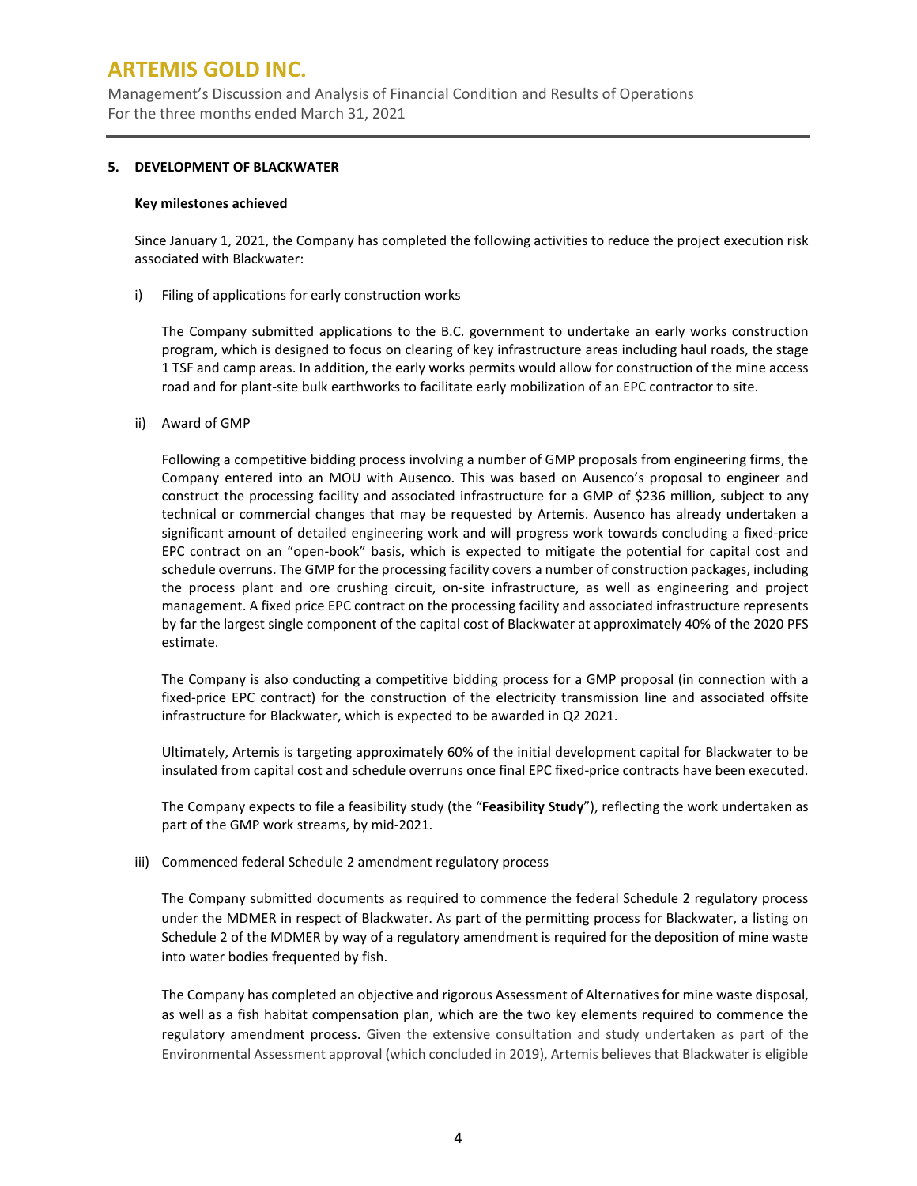## 5. DEVELOPMENT OF BLACKWATER

### Key milestones achieved

Since January 1, 2021, the Company has completed the following activities to reduce the project execution risk associated with Blackwater:

i) Filing of applications for early construction works

The Company submitted applications to the B.C. government to undertake an early works construction program, which is designed to focus on clearing of key infrastructure areas including haul roads, the stage 1 TSF and camp areas. In addition, the early works permits would allow for construction of the mine access road and for plant-site bulk earthworks to facilitate early mobilization of an EPC contractor to site.

ii) Award of GMP

Following a competitive bidding process involving a number of GMP proposals from engineering firms, the Company entered into an MOU with Ausenco. This was based on Ausenco's proposal to engineer and construct the processing facility and associated infrastructure for a GMP of $236 million, subject to any technical or commercial changes that may be requested by Artemis. Ausenco has already undertaken a significant amount of detailed engineering work and will progress work towards concluding a fixed-price EPC contract on an "open-book" basis, which is expected to mitigate the potential for capital cost and schedule overruns. The GMP for the processing facility covers a number of construction packages, including the process plant and ore crushing circuit, on-site infrastructure, as well as engineering and project management. A fixed price EPC contract on the processing facility and associated infrastructure represents by far the largest single component of the capital cost of Blackwater at approximately 40% of the 2020 PFS estimate.

The Company is also conducting a competitive bidding process for a GMP proposal (in connection with a fixed-price EPC contract) for the construction of the electricity transmission line and associated offsite infrastructure for Blackwater, which is expected to be awarded in Q2 2021.

Ultimately, Artemis is targeting approximately 60% of the initial development capital for Blackwater to be insulated from capital cost and schedule overruns once final EPC fixed-price contracts have been executed.

The Company expects to file a feasibility study (the "**Feasibility Study**"), reflecting the work undertaken as part of the GMP work streams, by mid-2021.

iii) Commenced federal Schedule 2 amendment regulatory process

The Company submitted documents as required to commence the federal Schedule 2 regulatory process under the MDMER in respect of Blackwater. As part of the permitting process for Blackwater, a listing on Schedule 2 of the MDMER by way of a regulatory amendment is required for the deposition of mine waste into water bodies frequented by fish.

The Company has completed an objective and rigorous Assessment of Alternatives for mine waste disposal, as well as a fish habitat compensation plan, which are the two key elements required to commence the regulatory amendment process. Given the extensive consultation and study undertaken as part of the Environmental Assessment approval (which concluded in 2019), Artemis believes that Blackwater is eligible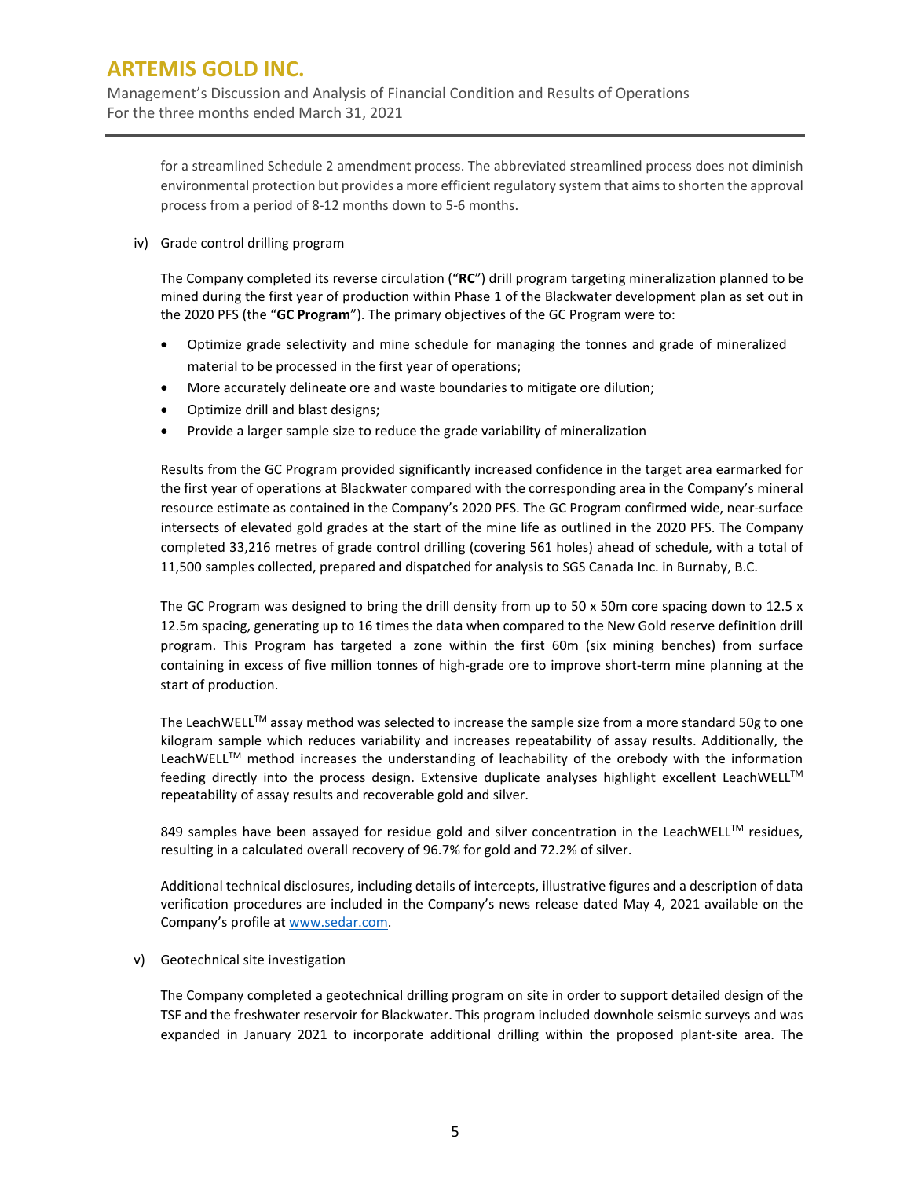for a streamlined Schedule 2 amendment process. The abbreviated streamlined process does not diminish environmental protection but provides a more efficient regulatory system that aims to shorten the approval process from a period of 8-12 months down to 5-6 months.

iv) Grade control drilling program

The Company completed its reverse circulation ("**RC**") drill program targeting mineralization planned to be mined during the first year of production within Phase 1 of the Blackwater development plan as set out in the 2020 PFS (the "**GC Program**"). The primary objectives of the GC Program were to:

- Optimize grade selectivity and mine schedule for managing the tonnes and grade of mineralized material to be processed in the first year of operations;
- More accurately delineate ore and waste boundaries to mitigate ore dilution;
- Optimize drill and blast designs;
- Provide a larger sample size to reduce the grade variability of mineralization

Results from the GC Program provided significantly increased confidence in the target area earmarked for the first year of operations at Blackwater compared with the corresponding area in the Company's mineral resource estimate as contained in the Company's 2020 PFS. The GC Program confirmed wide, near-surface intersects of elevated gold grades at the start of the mine life as outlined in the 2020 PFS. The Company completed 33,216 metres of grade control drilling (covering 561 holes) ahead of schedule, with a total of 11,500 samples collected, prepared and dispatched for analysis to SGS Canada Inc. in Burnaby, B.C.

The GC Program was designed to bring the drill density from up to 50 x 50m core spacing down to 12.5 x 12.5m spacing, generating up to 16 times the data when compared to the New Gold reserve definition drill program. This Program has targeted a zone within the first 60m (six mining benches) from surface containing in excess of five million tonnes of high-grade ore to improve short-term mine planning at the start of production.

The LeachWELL™ assay method was selected to increase the sample size from a more standard 50g to one kilogram sample which reduces variability and increases repeatability of assay results. Additionally, the LeachWELL™ method increases the understanding of leachability of the orebody with the information feeding directly into the process design. Extensive duplicate analyses highlight excellent LeachWELL™ repeatability of assay results and recoverable gold and silver.

849 samples have been assayed for residue gold and silver concentration in the LeachWELL™ residues, resulting in a calculated overall recovery of 96.7% for gold and 72.2% of silver.

Additional technical disclosures, including details of intercepts, illustrative figures and a description of data verification procedures are included in the Company's news release dated May 4, 2021 available on the Company's profile at www.sedar.com.

v) Geotechnical site investigation

The Company completed a geotechnical drilling program on site in order to support detailed design of the TSF and the freshwater reservoir for Blackwater. This program included downhole seismic surveys and was expanded in January 2021 to incorporate additional drilling within the proposed plant-site area. The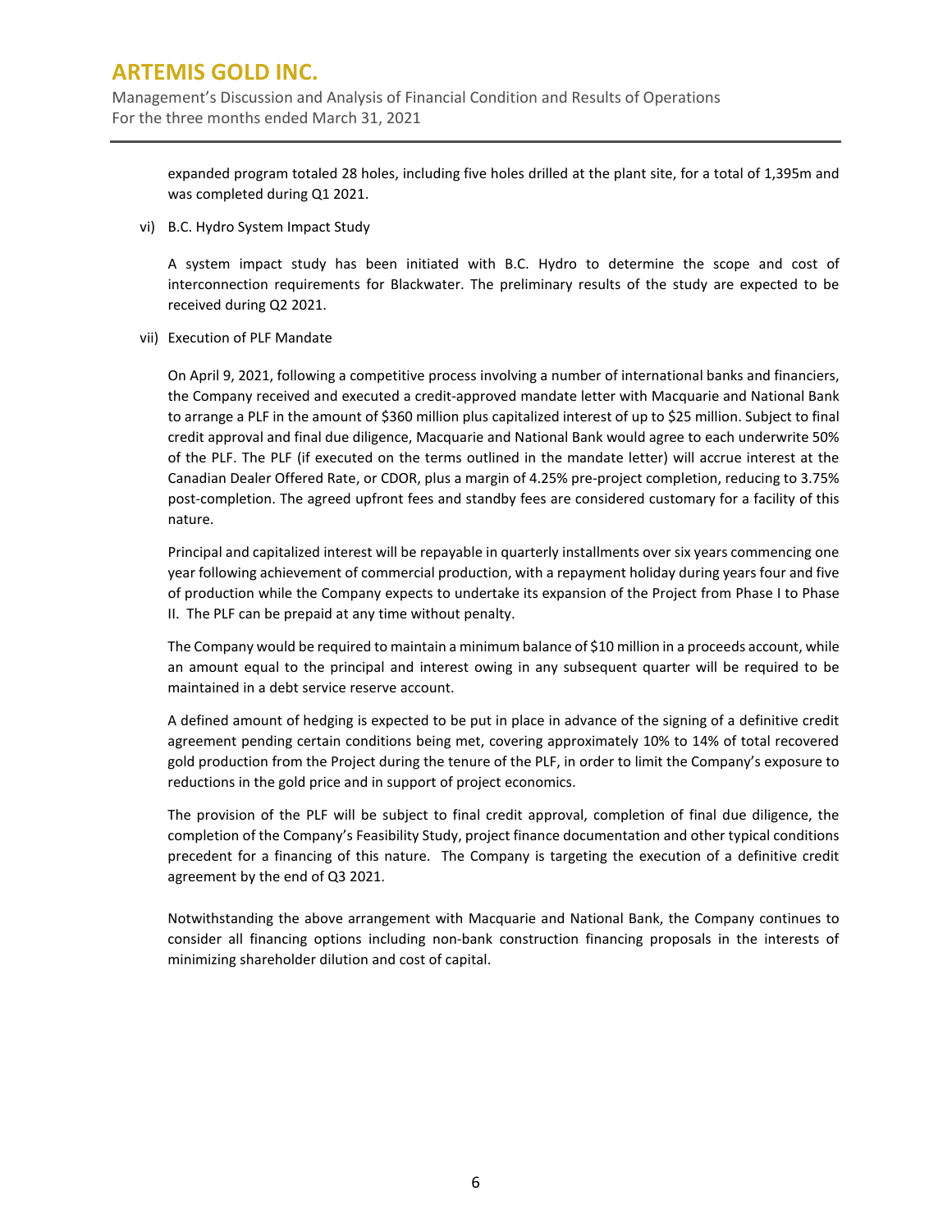expanded program totaled 28 holes, including five holes drilled at the plant site, for a total of 1,395m and was completed during Q1 2021.

vi) B.C. Hydro System Impact Study

A system impact study has been initiated with B.C. Hydro to determine the scope and cost of interconnection requirements for Blackwater. The preliminary results of the study are expected to be received during Q2 2021.

vii) Execution of PLF Mandate

On April 9, 2021, following a competitive process involving a number of international banks and financiers, the Company received and executed a credit-approved mandate letter with Macquarie and National Bank to arrange a PLF in the amount of $360 million plus capitalized interest of up to $25 million. Subject to final credit approval and final due diligence, Macquarie and National Bank would agree to each underwrite 50% of the PLF. The PLF (if executed on the terms outlined in the mandate letter) will accrue interest at the Canadian Dealer Offered Rate, or CDOR, plus a margin of 4.25% pre-project completion, reducing to 3.75% post-completion. The agreed upfront fees and standby fees are considered customary for a facility of this nature.

Principal and capitalized interest will be repayable in quarterly installments over six years commencing one year following achievement of commercial production, with a repayment holiday during years four and five of production while the Company expects to undertake its expansion of the Project from Phase I to Phase II. The PLF can be prepaid at any time without penalty.

The Company would be required to maintain a minimum balance of $10 million in a proceeds account, while an amount equal to the principal and interest owing in any subsequent quarter will be required to be maintained in a debt service reserve account.

A defined amount of hedging is expected to be put in place in advance of the signing of a definitive credit agreement pending certain conditions being met, covering approximately 10% to 14% of total recovered gold production from the Project during the tenure of the PLF, in order to limit the Company's exposure to reductions in the gold price and in support of project economics.

The provision of the PLF will be subject to final credit approval, completion of final due diligence, the completion of the Company's Feasibility Study, project finance documentation and other typical conditions precedent for a financing of this nature. The Company is targeting the execution of a definitive credit agreement by the end of Q3 2021.

Notwithstanding the above arrangement with Macquarie and National Bank, the Company continues to consider all financing options including non-bank construction financing proposals in the interests of minimizing shareholder dilution and cost of capital.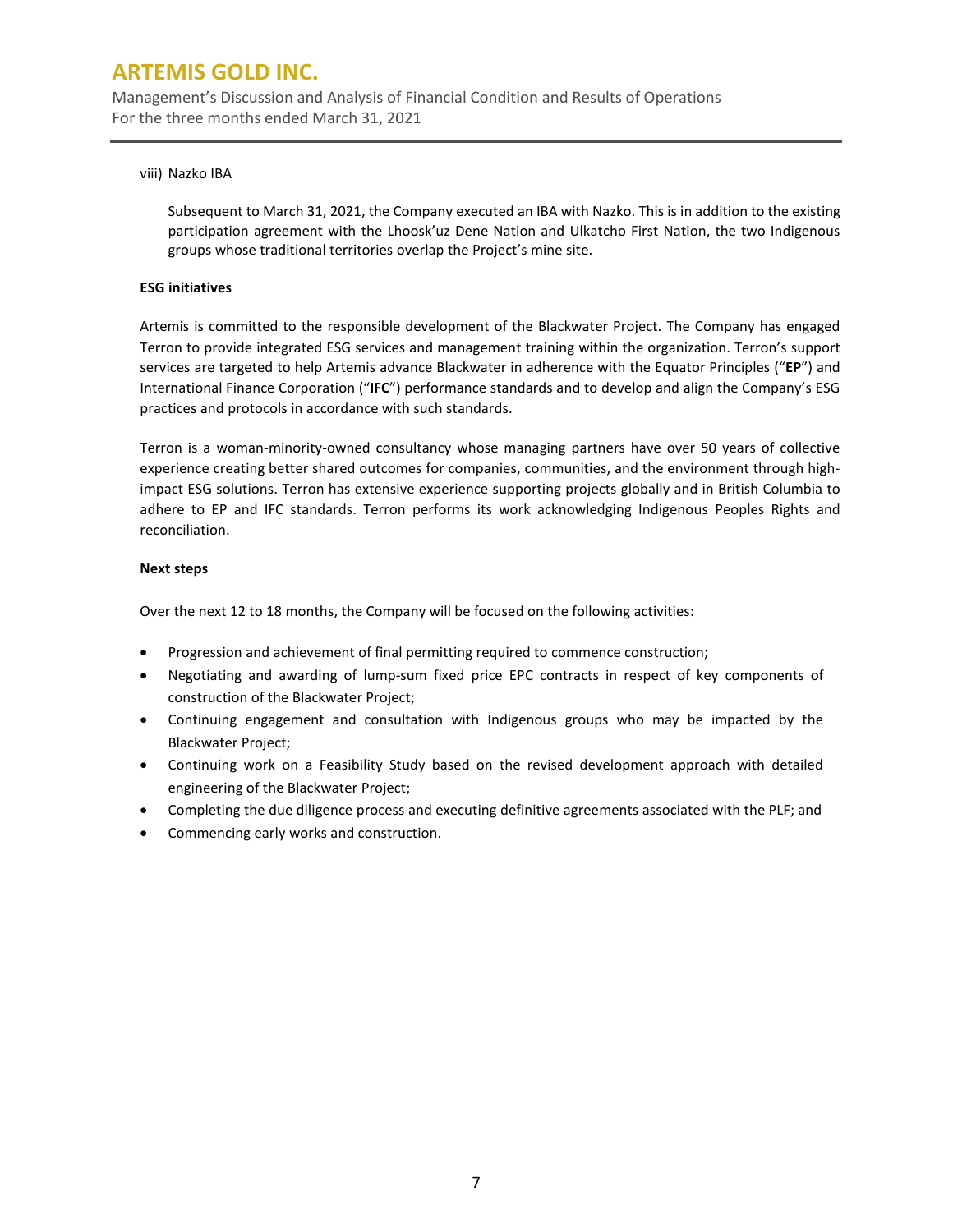viii) Nazko IBA

Subsequent to March 31, 2021, the Company executed an IBA with Nazko. This is in addition to the existing participation agreement with the Lhoosk'uz Dene Nation and Ulkatcho First Nation, the two Indigenous groups whose traditional territories overlap the Project's mine site.

**ESG initiatives**

Artemis is committed to the responsible development of the Blackwater Project. The Company has engaged Terron to provide integrated ESG services and management training within the organization. Terron's support services are targeted to help Artemis advance Blackwater in adherence with the Equator Principles ("**EP**") and International Finance Corporation ("**IFC**") performance standards and to develop and align the Company's ESG practices and protocols in accordance with such standards.

Terron is a woman-minority-owned consultancy whose managing partners have over 50 years of collective experience creating better shared outcomes for companies, communities, and the environment through high-impact ESG solutions. Terron has extensive experience supporting projects globally and in British Columbia to adhere to EP and IFC standards. Terron performs its work acknowledging Indigenous Peoples Rights and reconciliation.

**Next steps**

Over the next 12 to 18 months, the Company will be focused on the following activities:

- Progression and achievement of final permitting required to commence construction;
- Negotiating and awarding of lump-sum fixed price EPC contracts in respect of key components of construction of the Blackwater Project;
- Continuing engagement and consultation with Indigenous groups who may be impacted by the Blackwater Project;
- Continuing work on a Feasibility Study based on the revised development approach with detailed engineering of the Blackwater Project;
- Completing the due diligence process and executing definitive agreements associated with the PLF; and
- Commencing early works and construction.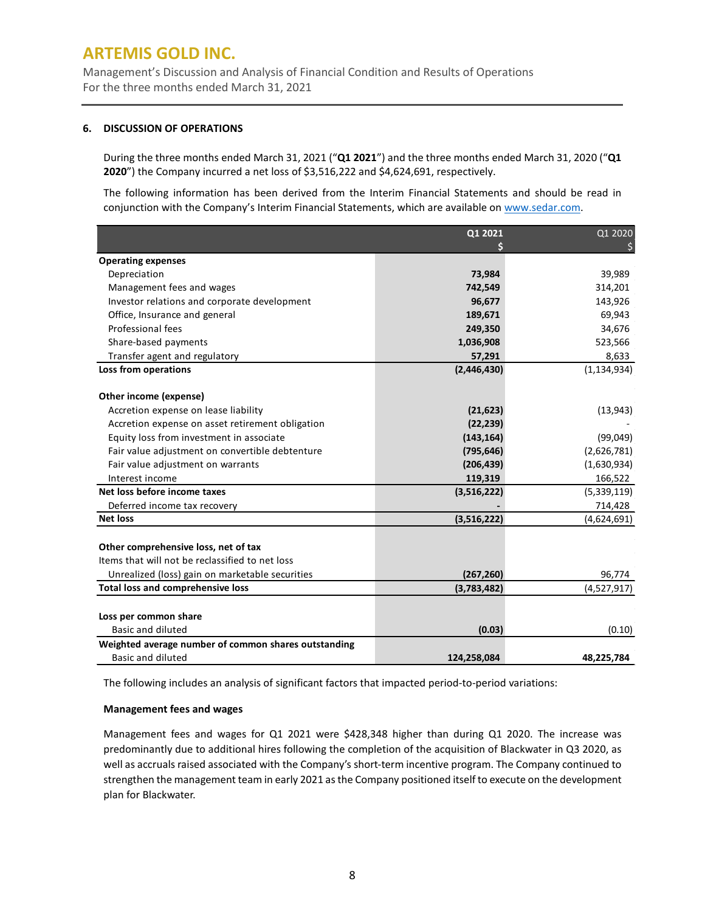## 6. DISCUSSION OF OPERATIONS

During the three months ended March 31, 2021 ("**Q1 2021**") and the three months ended March 31, 2020 ("**Q1 2020**") the Company incurred a net loss of $3,516,222 and $4,624,691, respectively.

The following information has been derived from the Interim Financial Statements and should be read in conjunction with the Company's Interim Financial Statements, which are available on www.sedar.com.

| | Q1 2021<br>$ | Q1 2020<br>$ |
|---|---|---|
| **Operating expenses** | | |
| Depreciation | **73,984** | 39,989 |
| Management fees and wages | **742,549** | 314,201 |
| Investor relations and corporate development | **96,677** | 143,926 |
| Office, Insurance and general | **189,671** | 69,943 |
| Professional fees | **249,350** | 34,676 |
| Share-based payments | **1,036,908** | 523,566 |
| Transfer agent and regulatory | **57,291** | 8,633 |
| **Loss from operations** | **(2,446,430)** | (1,134,934) |
| | | |
| **Other income (expense)** | | |
| Accretion expense on lease liability | **(21,623)** | (13,943) |
| Accretion expense on asset retirement obligation | **(22,239)** | - |
| Equity loss from investment in associate | **(143,164)** | (99,049) |
| Fair value adjustment on convertible debtenture | **(795,646)** | (2,626,781) |
| Fair value adjustment on warrants | **(206,439)** | (1,630,934) |
| Interest income | **119,319** | 166,522 |
| **Net loss before income taxes** | **(3,516,222)** | (5,339,119) |
| Deferred income tax recovery | **-** | 714,428 |
| **Net loss** | **(3,516,222)** | (4,624,691) |
| | | |
| **Other comprehensive loss, net of tax** | | |
| Items that will not be reclassified to net loss | | |
| Unrealized (loss) gain on marketable securities | **(267,260)** | 96,774 |
| **Total loss and comprehensive loss** | **(3,783,482)** | (4,527,917) |
| | | |
| **Loss per common share** | | |
| Basic and diluted | **(0.03)** | (0.10) |
| **Weighted average number of common shares outstanding** | | |
| Basic and diluted | **124,258,084** | **48,225,784** |

The following includes an analysis of significant factors that impacted period-to-period variations:

### Management fees and wages

Management fees and wages for Q1 2021 were $428,348 higher than during Q1 2020. The increase was predominantly due to additional hires following the completion of the acquisition of Blackwater in Q3 2020, as well as accruals raised associated with the Company's short-term incentive program. The Company continued to strengthen the management team in early 2021 as the Company positioned itself to execute on the development plan for Blackwater.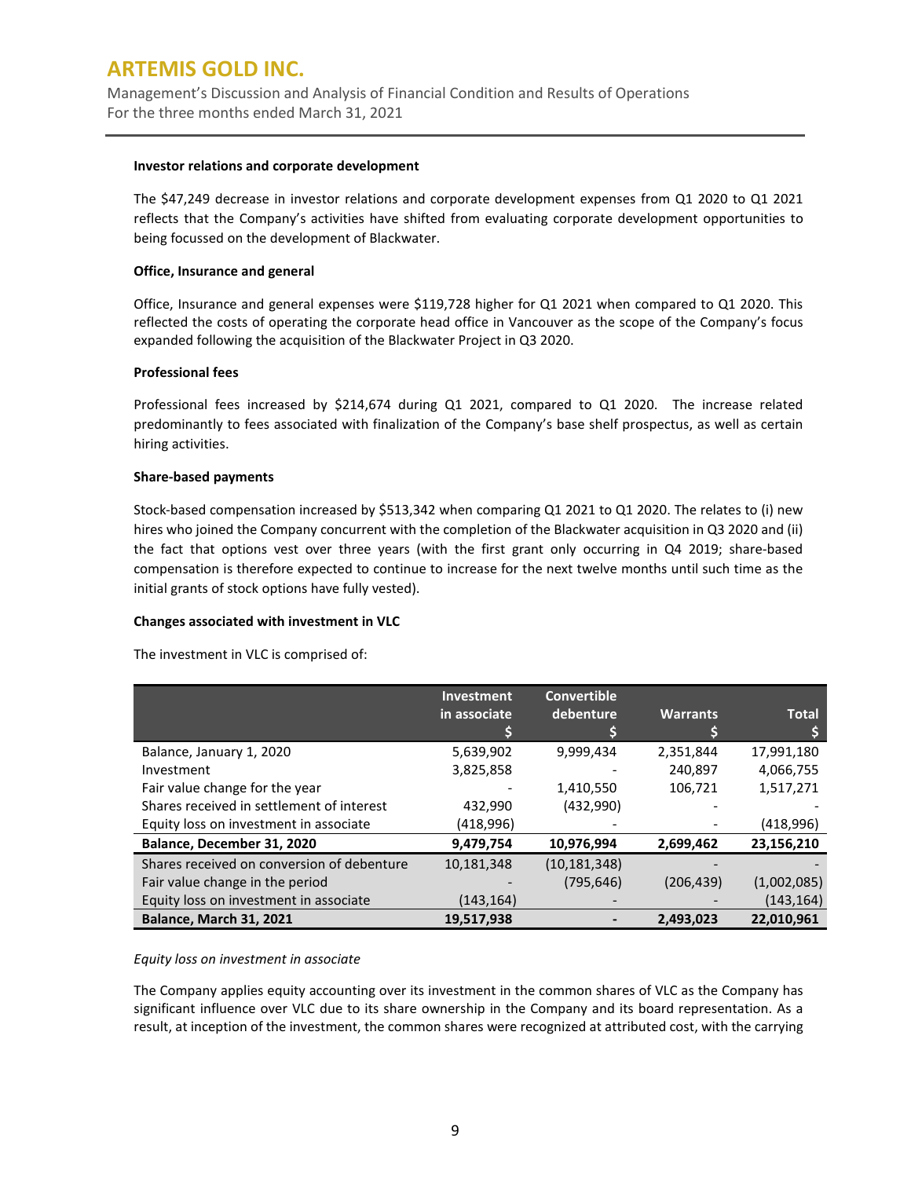#### Investor relations and corporate development

The $47,249 decrease in investor relations and corporate development expenses from Q1 2020 to Q1 2021 reflects that the Company's activities have shifted from evaluating corporate development opportunities to being focussed on the development of Blackwater.

#### Office, Insurance and general

Office, Insurance and general expenses were $119,728 higher for Q1 2021 when compared to Q1 2020. This reflected the costs of operating the corporate head office in Vancouver as the scope of the Company's focus expanded following the acquisition of the Blackwater Project in Q3 2020.

#### Professional fees

Professional fees increased by $214,674 during Q1 2021, compared to Q1 2020. The increase related predominantly to fees associated with finalization of the Company's base shelf prospectus, as well as certain hiring activities.

#### Share-based payments

Stock-based compensation increased by $513,342 when comparing Q1 2021 to Q1 2020. The relates to (i) new hires who joined the Company concurrent with the completion of the Blackwater acquisition in Q3 2020 and (ii) the fact that options vest over three years (with the first grant only occurring in Q4 2019; share-based compensation is therefore expected to continue to increase for the next twelve months until such time as the initial grants of stock options have fully vested).

#### Changes associated with investment in VLC

The investment in VLC is comprised of:

| | Investment in associate $ | Convertible debenture $ | Warrants $ | Total $ |
|---|---|---|---|---|
| Balance, January 1, 2020 | 5,639,902 | 9,999,434 | 2,351,844 | 17,991,180 |
| Investment | 3,825,858 | - | 240,897 | 4,066,755 |
| Fair value change for the year | - | 1,410,550 | 106,721 | 1,517,271 |
| Shares received in settlement of interest | 432,990 | (432,990) | - | - |
| Equity loss on investment in associate | (418,996) | - | - | (418,996) |
| **Balance, December 31, 2020** | **9,479,754** | **10,976,994** | **2,699,462** | **23,156,210** |
| Shares received on conversion of debenture | 10,181,348 | (10,181,348) | - | - |
| Fair value change in the period | - | (795,646) | (206,439) | (1,002,085) |
| Equity loss on investment in associate | (143,164) | - | - | (143,164) |
| **Balance, March 31, 2021** | **19,517,938** | **-** | **2,493,023** | **22,010,961** |

*Equity loss on investment in associate*

The Company applies equity accounting over its investment in the common shares of VLC as the Company has significant influence over VLC due to its share ownership in the Company and its board representation. As a result, at inception of the investment, the common shares were recognized at attributed cost, with the carrying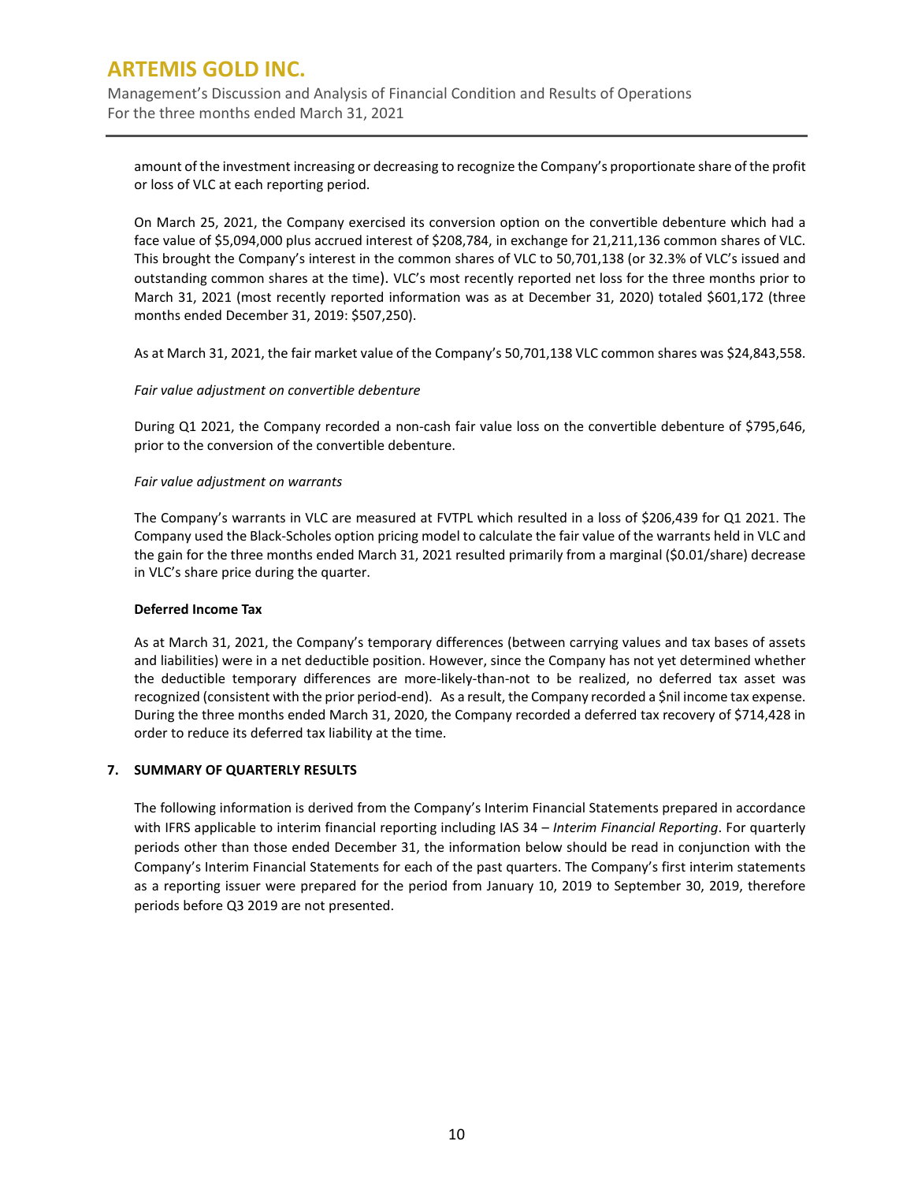amount of the investment increasing or decreasing to recognize the Company's proportionate share of the profit or loss of VLC at each reporting period.

On March 25, 2021, the Company exercised its conversion option on the convertible debenture which had a face value of $5,094,000 plus accrued interest of $208,784, in exchange for 21,211,136 common shares of VLC. This brought the Company's interest in the common shares of VLC to 50,701,138 (or 32.3% of VLC's issued and outstanding common shares at the time). VLC's most recently reported net loss for the three months prior to March 31, 2021 (most recently reported information was as at December 31, 2020) totaled $601,172 (three months ended December 31, 2019: $507,250).

As at March 31, 2021, the fair market value of the Company's 50,701,138 VLC common shares was $24,843,558.

*Fair value adjustment on convertible debenture*

During Q1 2021, the Company recorded a non-cash fair value loss on the convertible debenture of $795,646, prior to the conversion of the convertible debenture.

*Fair value adjustment on warrants*

The Company's warrants in VLC are measured at FVTPL which resulted in a loss of $206,439 for Q1 2021. The Company used the Black-Scholes option pricing model to calculate the fair value of the warrants held in VLC and the gain for the three months ended March 31, 2021 resulted primarily from a marginal ($0.01/share) decrease in VLC's share price during the quarter.

**Deferred Income Tax**

As at March 31, 2021, the Company's temporary differences (between carrying values and tax bases of assets and liabilities) were in a net deductible position. However, since the Company has not yet determined whether the deductible temporary differences are more-likely-than-not to be realized, no deferred tax asset was recognized (consistent with the prior period-end). As a result, the Company recorded a $nil income tax expense. During the three months ended March 31, 2020, the Company recorded a deferred tax recovery of $714,428 in order to reduce its deferred tax liability at the time.

## 7. SUMMARY OF QUARTERLY RESULTS

The following information is derived from the Company's Interim Financial Statements prepared in accordance with IFRS applicable to interim financial reporting including IAS 34 – *Interim Financial Reporting*. For quarterly periods other than those ended December 31, the information below should be read in conjunction with the Company's Interim Financial Statements for each of the past quarters. The Company's first interim statements as a reporting issuer were prepared for the period from January 10, 2019 to September 30, 2019, therefore periods before Q3 2019 are not presented.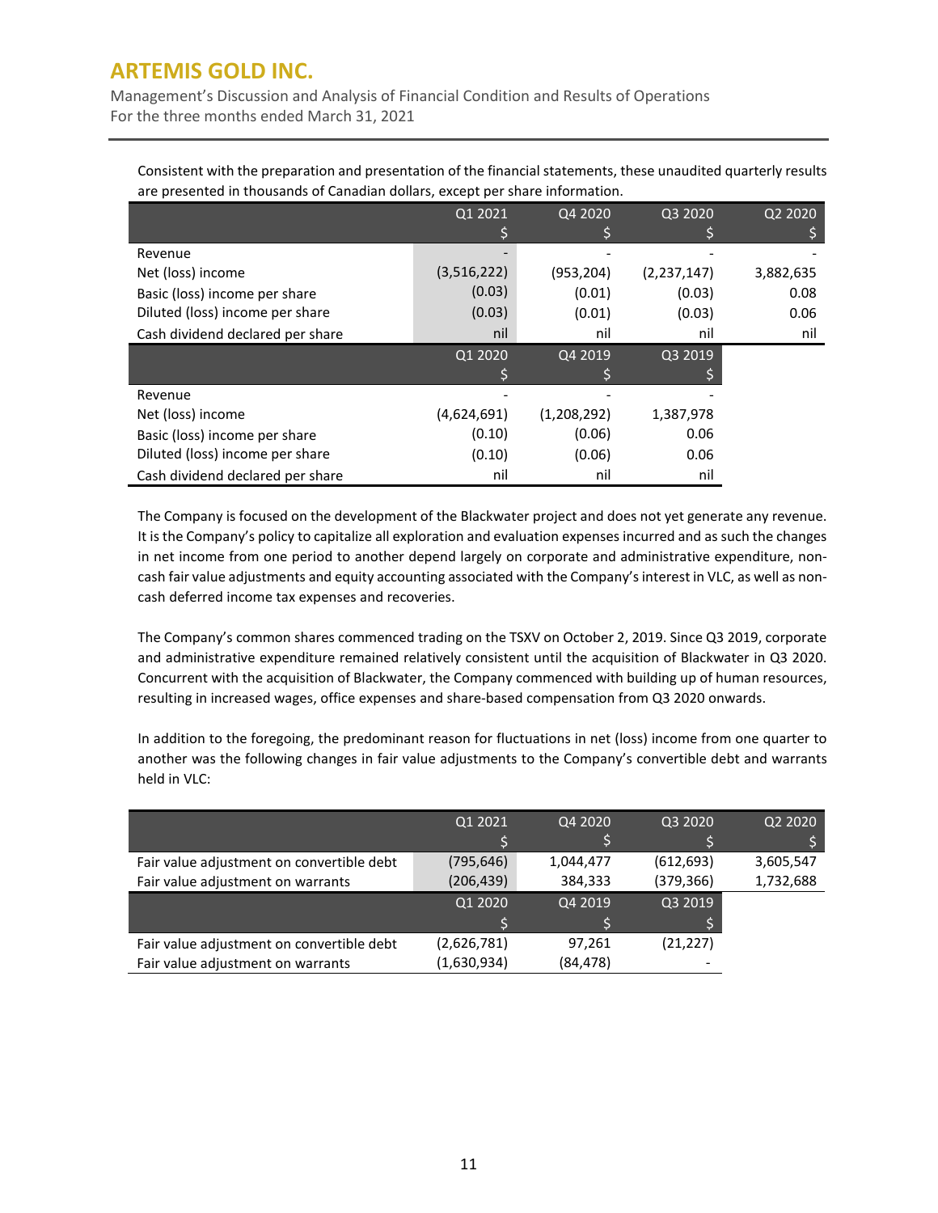Consistent with the preparation and presentation of the financial statements, these unaudited quarterly results are presented in thousands of Canadian dollars, except per share information.

| | Q1 2021<br>$ | Q4 2020<br>$ | Q3 2020<br>$ | Q2 2020<br>$ |
|---|---|---|---|---|
| Revenue | - | - | - | - |
| Net (loss) income | (3,516,222) | (953,204) | (2,237,147) | 3,882,635 |
| Basic (loss) income per share | (0.03) | (0.01) | (0.03) | 0.08 |
| Diluted (loss) income per share | (0.03) | (0.01) | (0.03) | 0.06 |
| Cash dividend declared per share | nil | nil | nil | nil |
| | **Q1 2020<br>$** | **Q4 2019<br>$** | **Q3 2019<br>$** | |
| Revenue | - | - | - | |
| Net (loss) income | (4,624,691) | (1,208,292) | 1,387,978 | |
| Basic (loss) income per share | (0.10) | (0.06) | 0.06 | |
| Diluted (loss) income per share | (0.10) | (0.06) | 0.06 | |
| Cash dividend declared per share | nil | nil | nil | |

The Company is focused on the development of the Blackwater project and does not yet generate any revenue. It is the Company's policy to capitalize all exploration and evaluation expenses incurred and as such the changes in net income from one period to another depend largely on corporate and administrative expenditure, non-cash fair value adjustments and equity accounting associated with the Company's interest in VLC, as well as non-cash deferred income tax expenses and recoveries.

The Company's common shares commenced trading on the TSXV on October 2, 2019. Since Q3 2019, corporate and administrative expenditure remained relatively consistent until the acquisition of Blackwater in Q3 2020. Concurrent with the acquisition of Blackwater, the Company commenced with building up of human resources, resulting in increased wages, office expenses and share-based compensation from Q3 2020 onwards.

In addition to the foregoing, the predominant reason for fluctuations in net (loss) income from one quarter to another was the following changes in fair value adjustments to the Company's convertible debt and warrants held in VLC:

| | Q1 2021<br>$ | Q4 2020<br>$ | Q3 2020<br>$ | Q2 2020<br>$ |
|---|---|---|---|---|
| Fair value adjustment on convertible debt | (795,646) | 1,044,477 | (612,693) | 3,605,547 |
| Fair value adjustment on warrants | (206,439) | 384,333 | (379,366) | 1,732,688 |
| | **Q1 2020<br>$** | **Q4 2019<br>$** | **Q3 2019<br>$** | |
| Fair value adjustment on convertible debt | (2,626,781) | 97,261 | (21,227) | |
| Fair value adjustment on warrants | (1,630,934) | (84,478) | - | |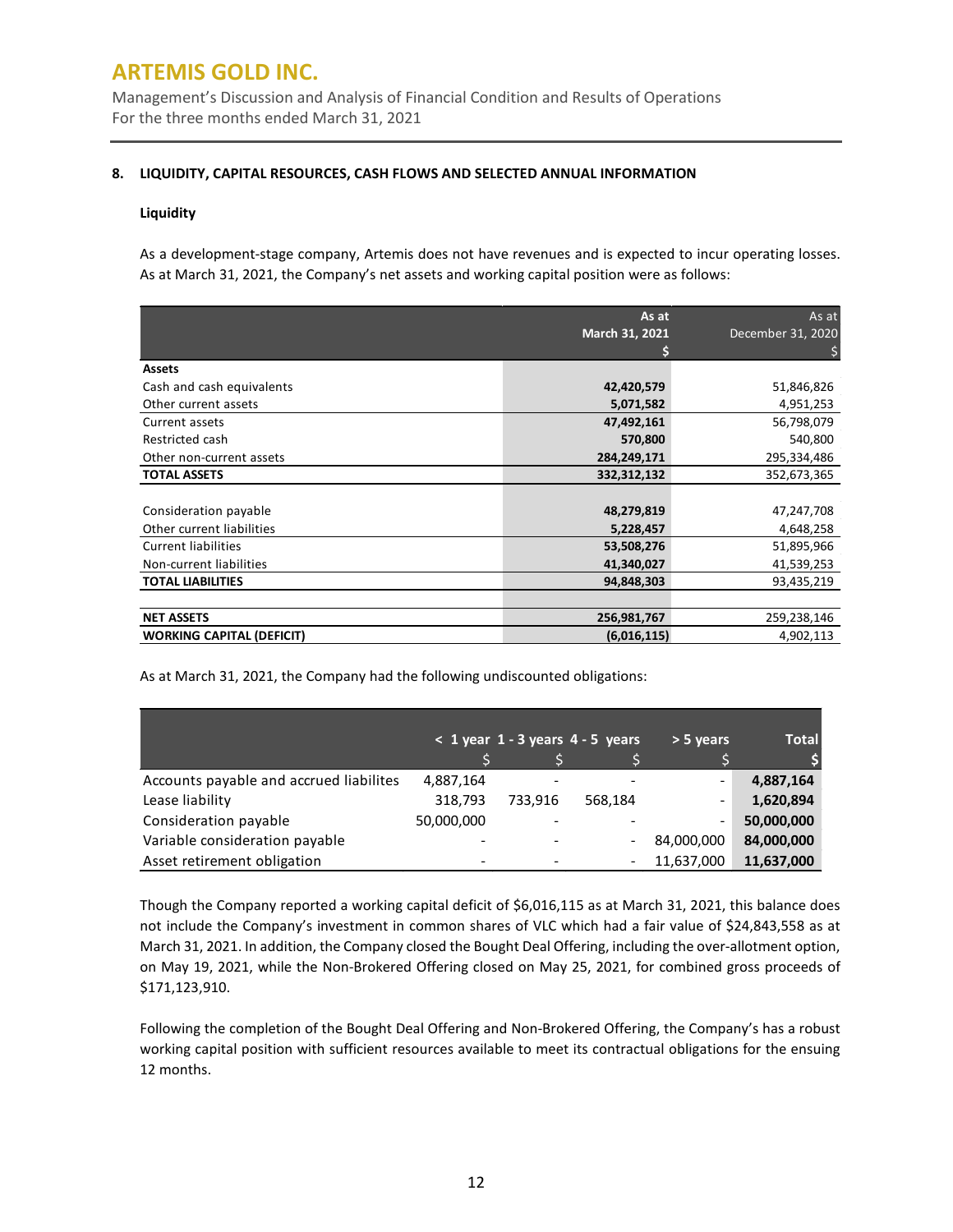## 8. LIQUIDITY, CAPITAL RESOURCES, CASH FLOWS AND SELECTED ANNUAL INFORMATION

### Liquidity

As a development-stage company, Artemis does not have revenues and is expected to incur operating losses. As at March 31, 2021, the Company's net assets and working capital position were as follows:

| | As at March 31, 2021 $ | As at December 31, 2020 $ |
|---|---|---|
| **Assets** | | |
| Cash and cash equivalents | **42,420,579** | 51,846,826 |
| Other current assets | **5,071,582** | 4,951,253 |
| Current assets | **47,492,161** | 56,798,079 |
| Restricted cash | **570,800** | 540,800 |
| Other non-current assets | **284,249,171** | 295,334,486 |
| **TOTAL ASSETS** | **332,312,132** | 352,673,365 |
| | | |
| Consideration payable | **48,279,819** | 47,247,708 |
| Other current liabilities | **5,228,457** | 4,648,258 |
| Current liabilities | **53,508,276** | 51,895,966 |
| Non-current liabilities | **41,340,027** | 41,539,253 |
| **TOTAL LIABILITIES** | **94,848,303** | 93,435,219 |
| | | |
| **NET ASSETS** | **256,981,767** | 259,238,146 |
| **WORKING CAPITAL (DEFICIT)** | **(6,016,115)** | 4,902,113 |

As at March 31, 2021, the Company had the following undiscounted obligations:

| | < 1 year $ | 1 - 3 years $ | 4 - 5 years $ | > 5 years $ | Total $ |
|---|---|---|---|---|---|
| Accounts payable and accrued liabilites | 4,887,164 | - | - | - | **4,887,164** |
| Lease liability | 318,793 | 733,916 | 568,184 | - | **1,620,894** |
| Consideration payable | 50,000,000 | - | - | - | **50,000,000** |
| Variable consideration payable | - | - | - | 84,000,000 | **84,000,000** |
| Asset retirement obligation | - | - | - | 11,637,000 | **11,637,000** |

Though the Company reported a working capital deficit of $6,016,115 as at March 31, 2021, this balance does not include the Company's investment in common shares of VLC which had a fair value of $24,843,558 as at March 31, 2021. In addition, the Company closed the Bought Deal Offering, including the over-allotment option, on May 19, 2021, while the Non-Brokered Offering closed on May 25, 2021, for combined gross proceeds of $171,123,910.

Following the completion of the Bought Deal Offering and Non-Brokered Offering, the Company's has a robust working capital position with sufficient resources available to meet its contractual obligations for the ensuing 12 months.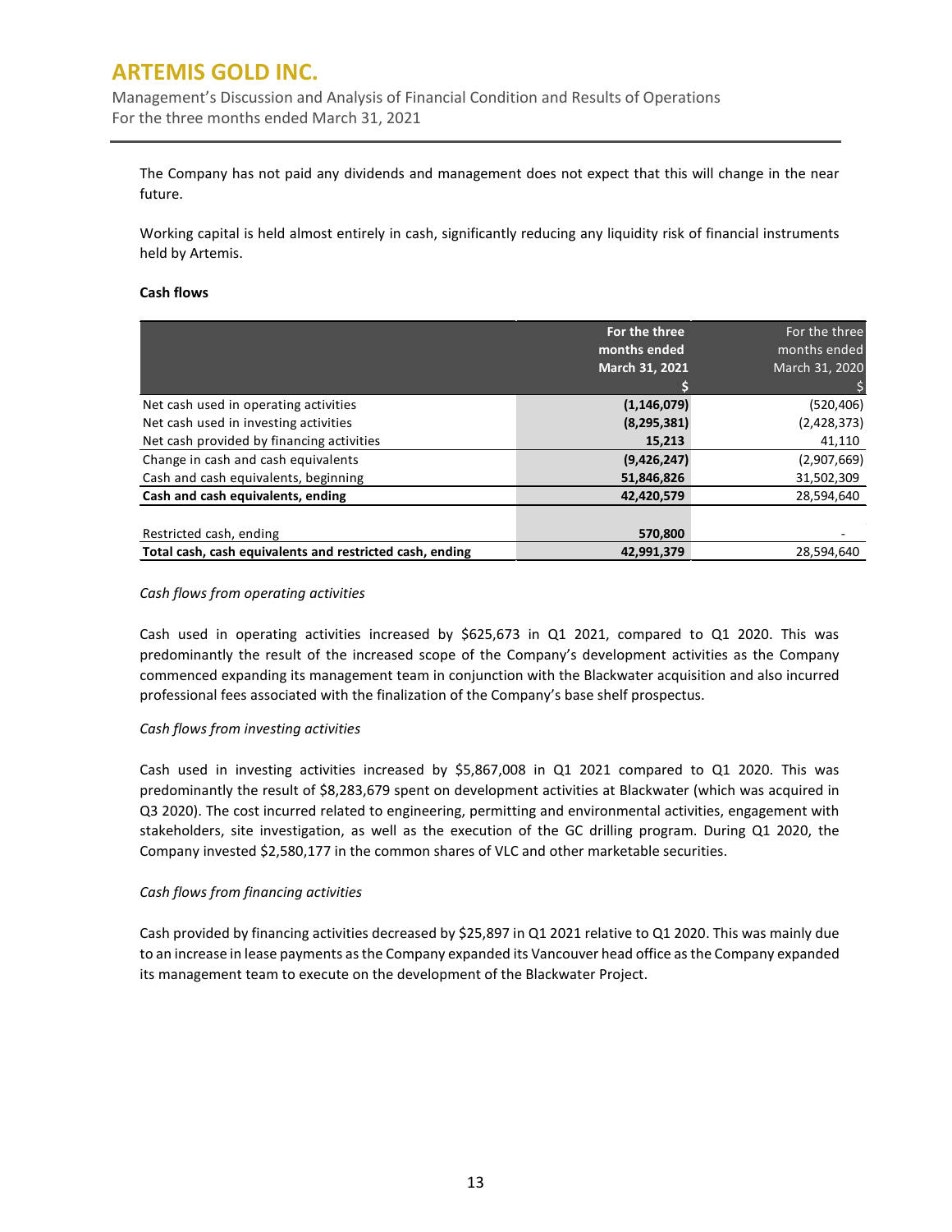The Company has not paid any dividends and management does not expect that this will change in the near future.

Working capital is held almost entirely in cash, significantly reducing any liquidity risk of financial instruments held by Artemis.

**Cash flows**

| | **For the three months ended March 31, 2021** **$** | For the three months ended March 31, 2020 $ |
|---|---|---|
| Net cash used in operating activities | **(1,146,079)** | (520,406) |
| Net cash used in investing activities | **(8,295,381)** | (2,428,373) |
| Net cash provided by financing activities | **15,213** | 41,110 |
| Change in cash and cash equivalents | **(9,426,247)** | (2,907,669) |
| Cash and cash equivalents, beginning | **51,846,826** | 31,502,309 |
| **Cash and cash equivalents, ending** | **42,420,579** | 28,594,640 |
| | | |
| Restricted cash, ending | **570,800** | - |
| **Total cash, cash equivalents and restricted cash, ending** | **42,991,379** | 28,594,640 |

*Cash flows from operating activities*

Cash used in operating activities increased by $625,673 in Q1 2021, compared to Q1 2020. This was predominantly the result of the increased scope of the Company's development activities as the Company commenced expanding its management team in conjunction with the Blackwater acquisition and also incurred professional fees associated with the finalization of the Company's base shelf prospectus.

*Cash flows from investing activities*

Cash used in investing activities increased by $5,867,008 in Q1 2021 compared to Q1 2020. This was predominantly the result of $8,283,679 spent on development activities at Blackwater (which was acquired in Q3 2020). The cost incurred related to engineering, permitting and environmental activities, engagement with stakeholders, site investigation, as well as the execution of the GC drilling program. During Q1 2020, the Company invested $2,580,177 in the common shares of VLC and other marketable securities.

*Cash flows from financing activities*

Cash provided by financing activities decreased by $25,897 in Q1 2021 relative to Q1 2020. This was mainly due to an increase in lease payments as the Company expanded its Vancouver head office as the Company expanded its management team to execute on the development of the Blackwater Project.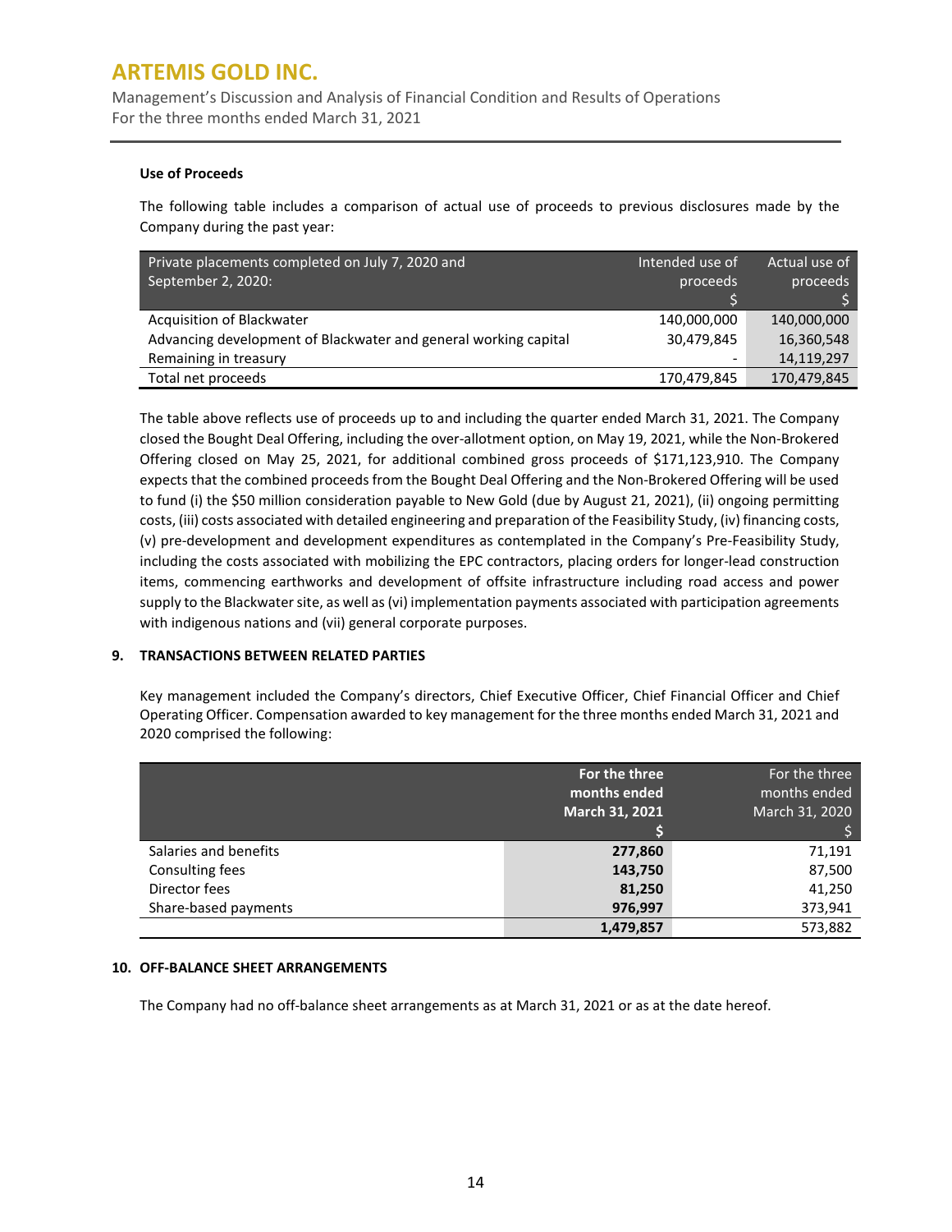### Use of Proceeds

The following table includes a comparison of actual use of proceeds to previous disclosures made by the Company during the past year:

| Private placements completed on July 7, 2020 and September 2, 2020: | Intended use of proceeds $ | Actual use of proceeds $ |
|---|---|---|
| Acquisition of Blackwater | 140,000,000 | 140,000,000 |
| Advancing development of Blackwater and general working capital | 30,479,845 | 16,360,548 |
| Remaining in treasury | - | 14,119,297 |
| Total net proceeds | 170,479,845 | 170,479,845 |

The table above reflects use of proceeds up to and including the quarter ended March 31, 2021. The Company closed the Bought Deal Offering, including the over-allotment option, on May 19, 2021, while the Non-Brokered Offering closed on May 25, 2021, for additional combined gross proceeds of $171,123,910. The Company expects that the combined proceeds from the Bought Deal Offering and the Non-Brokered Offering will be used to fund (i) the $50 million consideration payable to New Gold (due by August 21, 2021), (ii) ongoing permitting costs, (iii) costs associated with detailed engineering and preparation of the Feasibility Study, (iv) financing costs, (v) pre-development and development expenditures as contemplated in the Company's Pre-Feasibility Study, including the costs associated with mobilizing the EPC contractors, placing orders for longer-lead construction items, commencing earthworks and development of offsite infrastructure including road access and power supply to the Blackwater site, as well as (vi) implementation payments associated with participation agreements with indigenous nations and (vii) general corporate purposes.

## 9. TRANSACTIONS BETWEEN RELATED PARTIES

Key management included the Company's directors, Chief Executive Officer, Chief Financial Officer and Chief Operating Officer. Compensation awarded to key management for the three months ended March 31, 2021 and 2020 comprised the following:

| | **For the three months ended March 31, 2021 $** | For the three months ended March 31, 2020 $ |
|---|---|---|
| Salaries and benefits | **277,860** | 71,191 |
| Consulting fees | **143,750** | 87,500 |
| Director fees | **81,250** | 41,250 |
| Share-based payments | **976,997** | 373,941 |
| | **1,479,857** | 573,882 |

## 10. OFF-BALANCE SHEET ARRANGEMENTS

The Company had no off-balance sheet arrangements as at March 31, 2021 or as at the date hereof.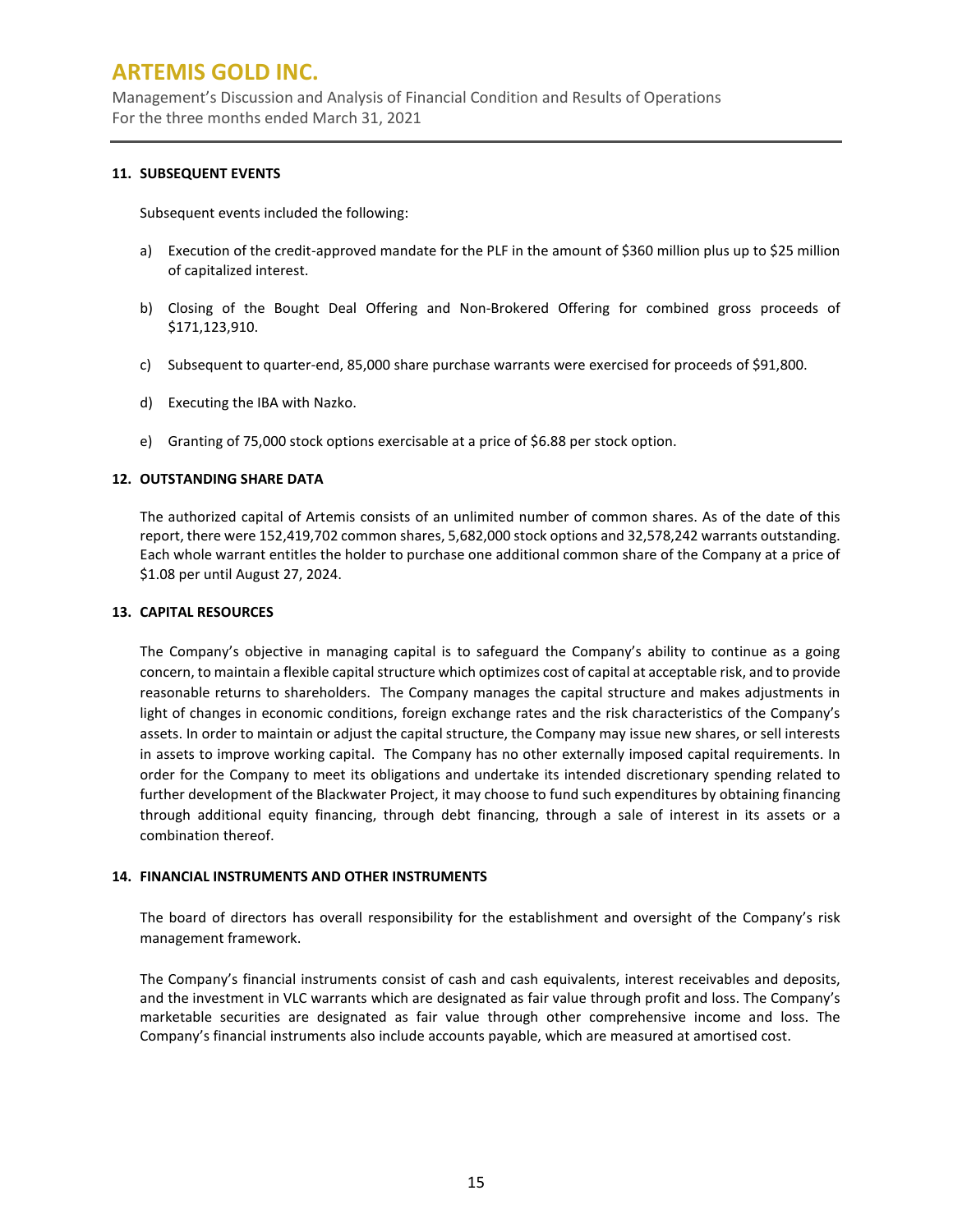## 11. SUBSEQUENT EVENTS

Subsequent events included the following:

a) Execution of the credit-approved mandate for the PLF in the amount of $360 million plus up to $25 million of capitalized interest.

b) Closing of the Bought Deal Offering and Non-Brokered Offering for combined gross proceeds of $171,123,910.

c) Subsequent to quarter-end, 85,000 share purchase warrants were exercised for proceeds of $91,800.

d) Executing the IBA with Nazko.

e) Granting of 75,000 stock options exercisable at a price of $6.88 per stock option.

## 12. OUTSTANDING SHARE DATA

The authorized capital of Artemis consists of an unlimited number of common shares. As of the date of this report, there were 152,419,702 common shares, 5,682,000 stock options and 32,578,242 warrants outstanding. Each whole warrant entitles the holder to purchase one additional common share of the Company at a price of $1.08 per until August 27, 2024.

## 13. CAPITAL RESOURCES

The Company's objective in managing capital is to safeguard the Company's ability to continue as a going concern, to maintain a flexible capital structure which optimizes cost of capital at acceptable risk, and to provide reasonable returns to shareholders. The Company manages the capital structure and makes adjustments in light of changes in economic conditions, foreign exchange rates and the risk characteristics of the Company's assets. In order to maintain or adjust the capital structure, the Company may issue new shares, or sell interests in assets to improve working capital. The Company has no other externally imposed capital requirements. In order for the Company to meet its obligations and undertake its intended discretionary spending related to further development of the Blackwater Project, it may choose to fund such expenditures by obtaining financing through additional equity financing, through debt financing, through a sale of interest in its assets or a combination thereof.

## 14. FINANCIAL INSTRUMENTS AND OTHER INSTRUMENTS

The board of directors has overall responsibility for the establishment and oversight of the Company's risk management framework.

The Company's financial instruments consist of cash and cash equivalents, interest receivables and deposits, and the investment in VLC warrants which are designated as fair value through profit and loss. The Company's marketable securities are designated as fair value through other comprehensive income and loss. The Company's financial instruments also include accounts payable, which are measured at amortised cost.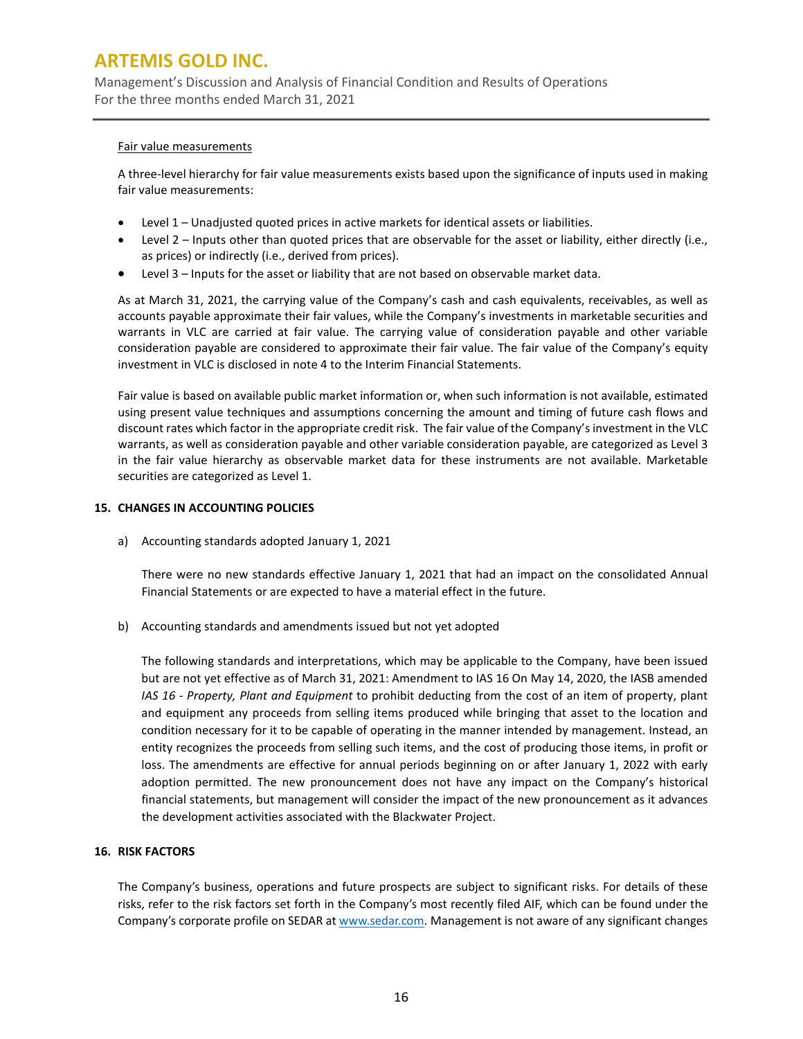Fair value measurements

A three-level hierarchy for fair value measurements exists based upon the significance of inputs used in making fair value measurements:

- Level 1 – Unadjusted quoted prices in active markets for identical assets or liabilities.
- Level 2 – Inputs other than quoted prices that are observable for the asset or liability, either directly (i.e., as prices) or indirectly (i.e., derived from prices).
- Level 3 – Inputs for the asset or liability that are not based on observable market data.

As at March 31, 2021, the carrying value of the Company's cash and cash equivalents, receivables, as well as accounts payable approximate their fair values, while the Company's investments in marketable securities and warrants in VLC are carried at fair value. The carrying value of consideration payable and other variable consideration payable are considered to approximate their fair value. The fair value of the Company's equity investment in VLC is disclosed in note 4 to the Interim Financial Statements.

Fair value is based on available public market information or, when such information is not available, estimated using present value techniques and assumptions concerning the amount and timing of future cash flows and discount rates which factor in the appropriate credit risk. The fair value of the Company's investment in the VLC warrants, as well as consideration payable and other variable consideration payable, are categorized as Level 3 in the fair value hierarchy as observable market data for these instruments are not available. Marketable securities are categorized as Level 1.

## 15. CHANGES IN ACCOUNTING POLICIES

a) Accounting standards adopted January 1, 2021

There were no new standards effective January 1, 2021 that had an impact on the consolidated Annual Financial Statements or are expected to have a material effect in the future.

b) Accounting standards and amendments issued but not yet adopted

The following standards and interpretations, which may be applicable to the Company, have been issued but are not yet effective as of March 31, 2021: Amendment to IAS 16 On May 14, 2020, the IASB amended *IAS 16 - Property, Plant and Equipment* to prohibit deducting from the cost of an item of property, plant and equipment any proceeds from selling items produced while bringing that asset to the location and condition necessary for it to be capable of operating in the manner intended by management. Instead, an entity recognizes the proceeds from selling such items, and the cost of producing those items, in profit or loss. The amendments are effective for annual periods beginning on or after January 1, 2022 with early adoption permitted. The new pronouncement does not have any impact on the Company's historical financial statements, but management will consider the impact of the new pronouncement as it advances the development activities associated with the Blackwater Project.

## 16. RISK FACTORS

The Company's business, operations and future prospects are subject to significant risks. For details of these risks, refer to the risk factors set forth in the Company's most recently filed AIF, which can be found under the Company's corporate profile on SEDAR at www.sedar.com. Management is not aware of any significant changes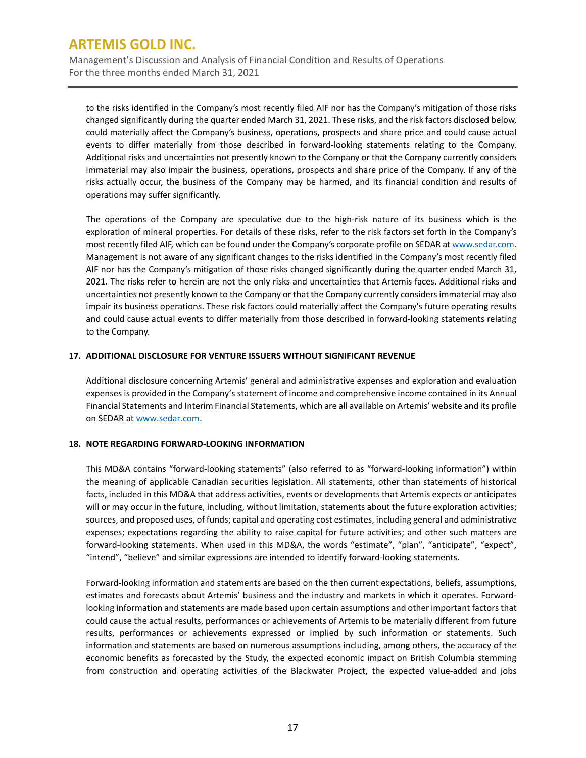to the risks identified in the Company's most recently filed AIF nor has the Company's mitigation of those risks changed significantly during the quarter ended March 31, 2021. These risks, and the risk factors disclosed below, could materially affect the Company's business, operations, prospects and share price and could cause actual events to differ materially from those described in forward-looking statements relating to the Company. Additional risks and uncertainties not presently known to the Company or that the Company currently considers immaterial may also impair the business, operations, prospects and share price of the Company. If any of the risks actually occur, the business of the Company may be harmed, and its financial condition and results of operations may suffer significantly.

The operations of the Company are speculative due to the high-risk nature of its business which is the exploration of mineral properties. For details of these risks, refer to the risk factors set forth in the Company's most recently filed AIF, which can be found under the Company's corporate profile on SEDAR at www.sedar.com. Management is not aware of any significant changes to the risks identified in the Company's most recently filed AIF nor has the Company's mitigation of those risks changed significantly during the quarter ended March 31, 2021. The risks refer to herein are not the only risks and uncertainties that Artemis faces. Additional risks and uncertainties not presently known to the Company or that the Company currently considers immaterial may also impair its business operations. These risk factors could materially affect the Company's future operating results and could cause actual events to differ materially from those described in forward-looking statements relating to the Company.

## 17. ADDITIONAL DISCLOSURE FOR VENTURE ISSUERS WITHOUT SIGNIFICANT REVENUE

Additional disclosure concerning Artemis' general and administrative expenses and exploration and evaluation expenses is provided in the Company's statement of income and comprehensive income contained in its Annual Financial Statements and Interim Financial Statements, which are all available on Artemis' website and its profile on SEDAR at www.sedar.com.

## 18. NOTE REGARDING FORWARD-LOOKING INFORMATION

This MD&A contains "forward-looking statements" (also referred to as "forward-looking information") within the meaning of applicable Canadian securities legislation. All statements, other than statements of historical facts, included in this MD&A that address activities, events or developments that Artemis expects or anticipates will or may occur in the future, including, without limitation, statements about the future exploration activities; sources, and proposed uses, of funds; capital and operating cost estimates, including general and administrative expenses; expectations regarding the ability to raise capital for future activities; and other such matters are forward-looking statements. When used in this MD&A, the words "estimate", "plan", "anticipate", "expect", "intend", "believe" and similar expressions are intended to identify forward-looking statements.

Forward-looking information and statements are based on the then current expectations, beliefs, assumptions, estimates and forecasts about Artemis' business and the industry and markets in which it operates. Forward-looking information and statements are made based upon certain assumptions and other important factors that could cause the actual results, performances or achievements of Artemis to be materially different from future results, performances or achievements expressed or implied by such information or statements. Such information and statements are based on numerous assumptions including, among others, the accuracy of the economic benefits as forecasted by the Study, the expected economic impact on British Columbia stemming from construction and operating activities of the Blackwater Project, the expected value-added and jobs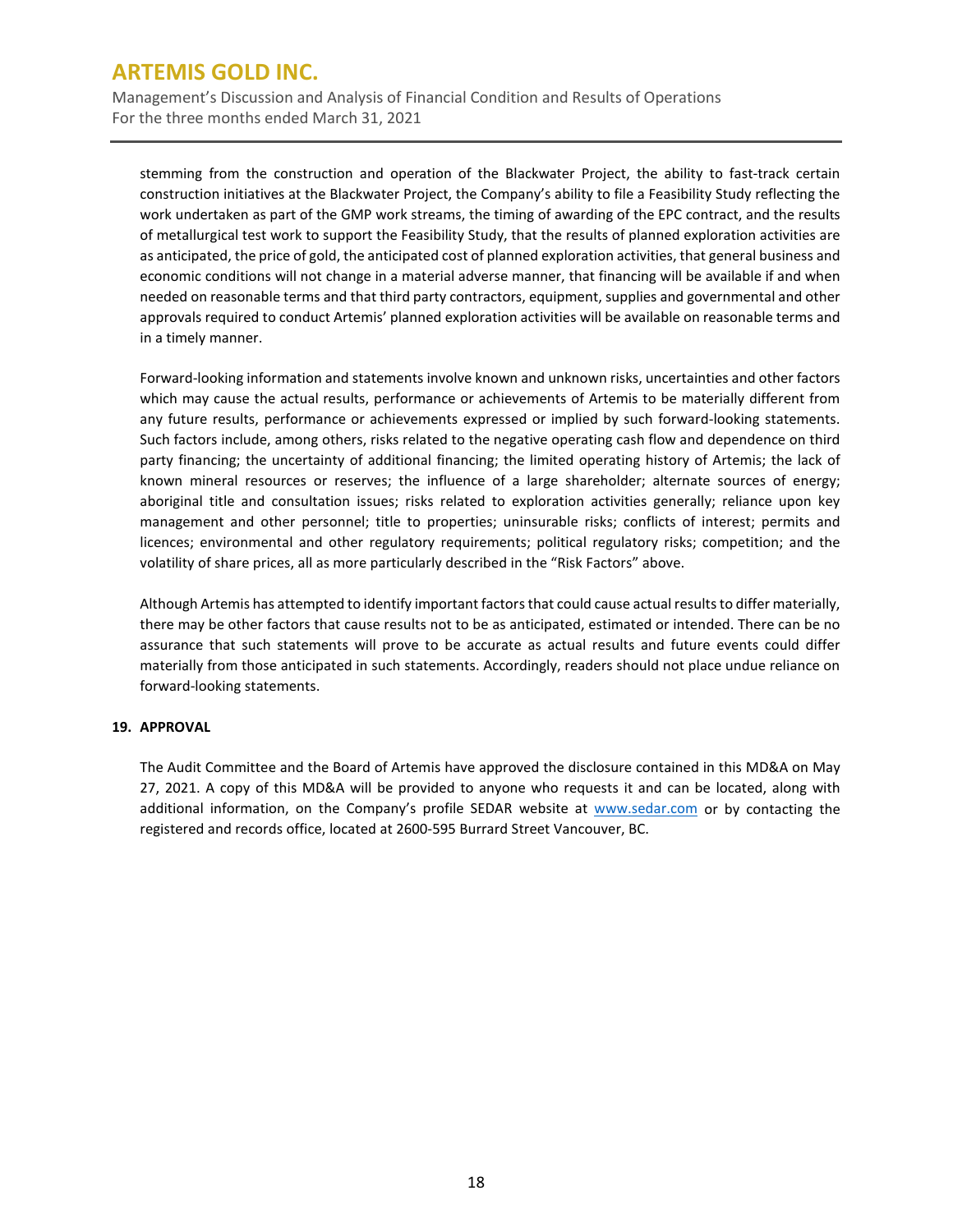stemming from the construction and operation of the Blackwater Project, the ability to fast-track certain construction initiatives at the Blackwater Project, the Company's ability to file a Feasibility Study reflecting the work undertaken as part of the GMP work streams, the timing of awarding of the EPC contract, and the results of metallurgical test work to support the Feasibility Study, that the results of planned exploration activities are as anticipated, the price of gold, the anticipated cost of planned exploration activities, that general business and economic conditions will not change in a material adverse manner, that financing will be available if and when needed on reasonable terms and that third party contractors, equipment, supplies and governmental and other approvals required to conduct Artemis' planned exploration activities will be available on reasonable terms and in a timely manner.

Forward-looking information and statements involve known and unknown risks, uncertainties and other factors which may cause the actual results, performance or achievements of Artemis to be materially different from any future results, performance or achievements expressed or implied by such forward-looking statements. Such factors include, among others, risks related to the negative operating cash flow and dependence on third party financing; the uncertainty of additional financing; the limited operating history of Artemis; the lack of known mineral resources or reserves; the influence of a large shareholder; alternate sources of energy; aboriginal title and consultation issues; risks related to exploration activities generally; reliance upon key management and other personnel; title to properties; uninsurable risks; conflicts of interest; permits and licences; environmental and other regulatory requirements; political regulatory risks; competition; and the volatility of share prices, all as more particularly described in the "Risk Factors" above.

Although Artemis has attempted to identify important factors that could cause actual results to differ materially, there may be other factors that cause results not to be as anticipated, estimated or intended. There can be no assurance that such statements will prove to be accurate as actual results and future events could differ materially from those anticipated in such statements. Accordingly, readers should not place undue reliance on forward-looking statements.

## 19. APPROVAL

The Audit Committee and the Board of Artemis have approved the disclosure contained in this MD&A on May 27, 2021. A copy of this MD&A will be provided to anyone who requests it and can be located, along with additional information, on the Company's profile SEDAR website at www.sedar.com or by contacting the registered and records office, located at 2600-595 Burrard Street Vancouver, BC.